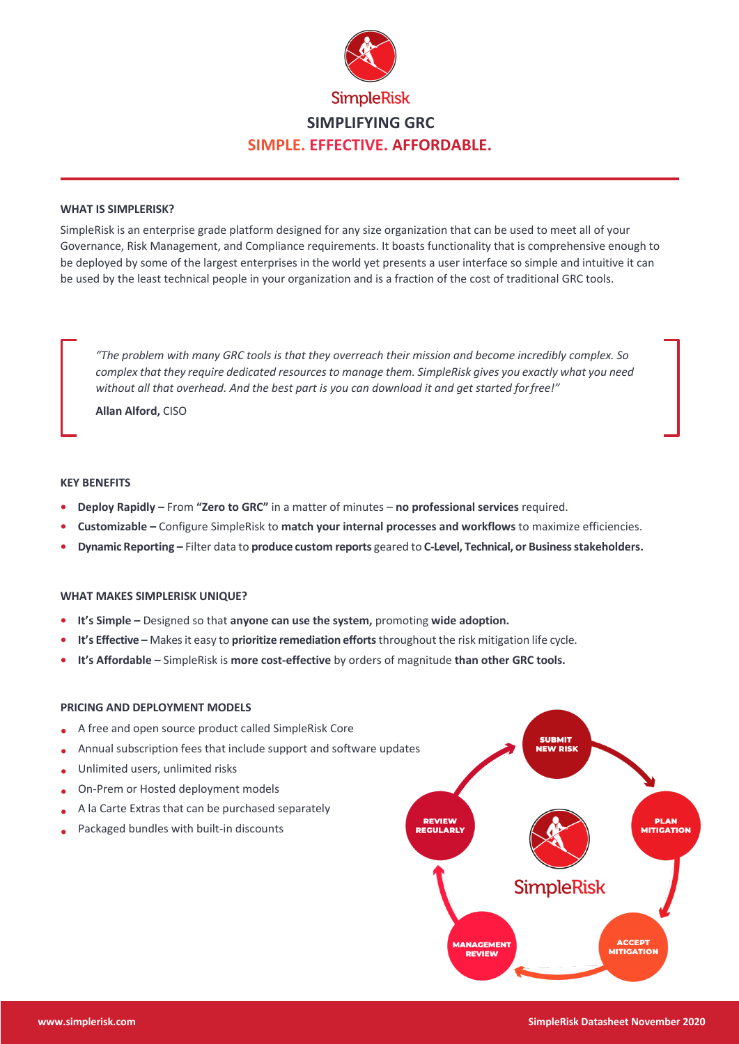SimpleRisk

# SIMPLIFYING GRC

## SIMPLE. EFFECTIVE. AFFORDABLE.

### WHAT IS SIMPLERISK?

SimpleRisk is an enterprise grade platform designed for any size organization that can be used to meet all of your Governance, Risk Management, and Compliance requirements. It boasts functionality that is comprehensive enough to be deployed by some of the largest enterprises in the world yet presents a user interface so simple and intuitive it can be used by the least technical people in your organization and is a fraction of the cost of traditional GRC tools.

> *"The problem with many GRC tools is that they overreach their mission and become incredibly complex. So complex that they require dedicated resources to manage them. SimpleRisk gives you exactly what you need without all that overhead. And the best part is you can download it and get started for free!"*
>
> **Allan Alford,** CISO

### KEY BENEFITS

- **Deploy Rapidly –** From **"Zero to GRC"** in a matter of minutes – **no professional services** required.
- **Customizable –** Configure SimpleRisk to **match your internal processes and workflows** to maximize efficiencies.
- **Dynamic Reporting –** Filter data to **produce custom reports** geared to **C-Level, Technical, or Business stakeholders.**

### WHAT MAKES SIMPLERISK UNIQUE?

- **It's Simple –** Designed so that **anyone can use the system,** promoting **wide adoption.**
- **It's Effective –** Makes it easy to **prioritize remediation efforts** throughout the risk mitigation life cycle.
- **It's Affordable –** SimpleRisk is **more cost-effective** by orders of magnitude **than other GRC tools.**

### PRICING AND DEPLOYMENT MODELS

- A free and open source product called SimpleRisk Core
- Annual subscription fees that include support and software updates
- Unlimited users, unlimited risks
- On-Prem or Hosted deployment models
- A la Carte Extras that can be purchased separately
- Packaged bundles with built-in discounts

SUBMIT NEW RISK → PLAN MITIGATION → ACCEPT MITIGATION → MANAGEMENT REVIEW → REVIEW REGULARLY

SimpleRisk

www.simplerisk.com

SimpleRisk Datasheet November 2020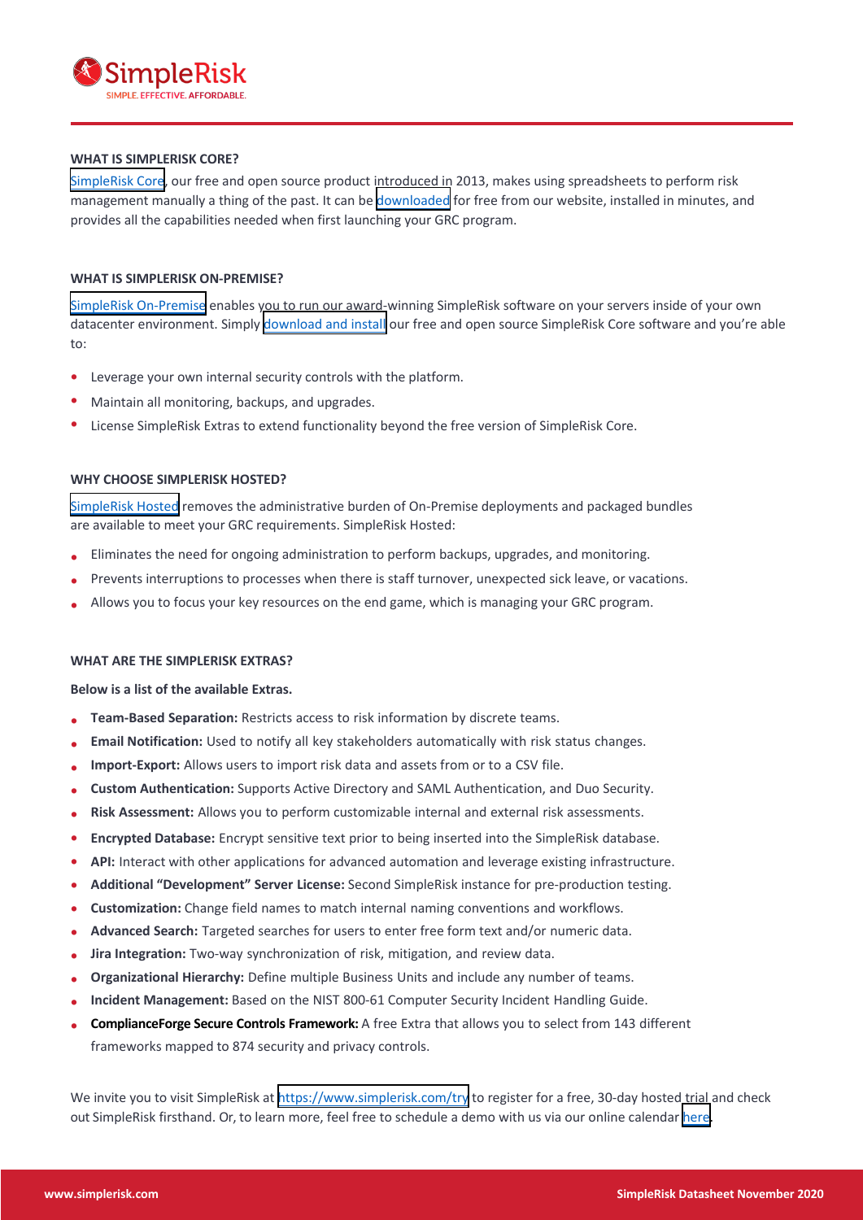SimpleRisk
SIMPLE. EFFECTIVE. AFFORDABLE.

### WHAT IS SIMPLERISK CORE?

SimpleRisk Core, our free and open source product introduced in 2013, makes using spreadsheets to perform risk management manually a thing of the past. It can be downloaded for free from our website, installed in minutes, and provides all the capabilities needed when first launching your GRC program.

### WHAT IS SIMPLERISK ON-PREMISE?

SimpleRisk On-Premise enables you to run our award-winning SimpleRisk software on your servers inside of your own datacenter environment. Simply download and install our free and open source SimpleRisk Core software and you're able to:

- Leverage your own internal security controls with the platform.
- Maintain all monitoring, backups, and upgrades.
- License SimpleRisk Extras to extend functionality beyond the free version of SimpleRisk Core.

### WHY CHOOSE SIMPLERISK HOSTED?

SimpleRisk Hosted removes the administrative burden of On-Premise deployments and packaged bundles are available to meet your GRC requirements. SimpleRisk Hosted:

- Eliminates the need for ongoing administration to perform backups, upgrades, and monitoring.
- Prevents interruptions to processes when there is staff turnover, unexpected sick leave, or vacations.
- Allows you to focus your key resources on the end game, which is managing your GRC program.

### WHAT ARE THE SIMPLERISK EXTRAS?

**Below is a list of the available Extras.**

- **Team-Based Separation:** Restricts access to risk information by discrete teams.
- **Email Notification:** Used to notify all key stakeholders automatically with risk status changes.
- **Import-Export:** Allows users to import risk data and assets from or to a CSV file.
- **Custom Authentication:** Supports Active Directory and SAML Authentication, and Duo Security.
- **Risk Assessment:** Allows you to perform customizable internal and external risk assessments.
- **Encrypted Database:** Encrypt sensitive text prior to being inserted into the SimpleRisk database.
- **API:** Interact with other applications for advanced automation and leverage existing infrastructure.
- **Additional "Development" Server License:** Second SimpleRisk instance for pre-production testing.
- **Customization:** Change field names to match internal naming conventions and workflows.
- **Advanced Search:** Targeted searches for users to enter free form text and/or numeric data.
- **Jira Integration:** Two-way synchronization of risk, mitigation, and review data.
- **Organizational Hierarchy:** Define multiple Business Units and include any number of teams.
- **Incident Management:** Based on the NIST 800-61 Computer Security Incident Handling Guide.
- **ComplianceForge Secure Controls Framework:** A free Extra that allows you to select from 143 different frameworks mapped to 874 security and privacy controls.

We invite you to visit SimpleRisk at https://www.simplerisk.com/try to register for a free, 30-day hosted trial and check out SimpleRisk firsthand. Or, to learn more, feel free to schedule a demo with us via our online calendar here.